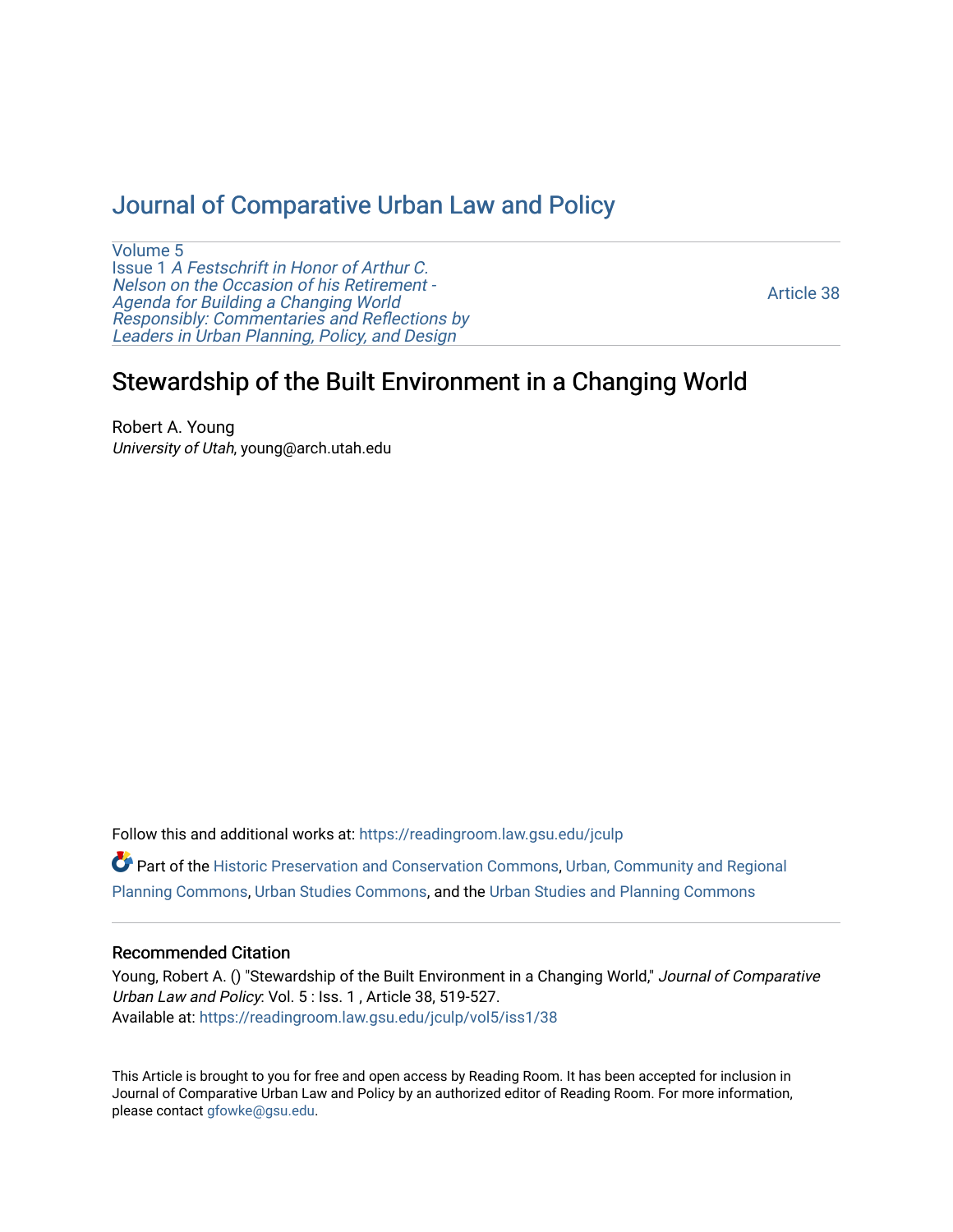# Journal of Comparative Urban Law and Policy

Volume 5
Issue 1 *A Festschrift in Honor of Arthur C. Nelson on the Occasion of his Retirement - Agenda for Building a Changing World Responsibly: Commentaries and Reflections by Leaders in Urban Planning, Policy, and Design*

Article 38

## Stewardship of the Built Environment in a Changing World

Robert A. Young
*University of Utah*, young@arch.utah.edu

Follow this and additional works at: https://readingroom.law.gsu.edu/jculp

Part of the Historic Preservation and Conservation Commons, Urban, Community and Regional Planning Commons, Urban Studies Commons, and the Urban Studies and Planning Commons

### Recommended Citation

Young, Robert A. () "Stewardship of the Built Environment in a Changing World," *Journal of Comparative Urban Law and Policy*: Vol. 5 : Iss. 1 , Article 38, 519-527.
Available at: https://readingroom.law.gsu.edu/jculp/vol5/iss1/38

This Article is brought to you for free and open access by Reading Room. It has been accepted for inclusion in Journal of Comparative Urban Law and Policy by an authorized editor of Reading Room. For more information, please contact gfowke@gsu.edu.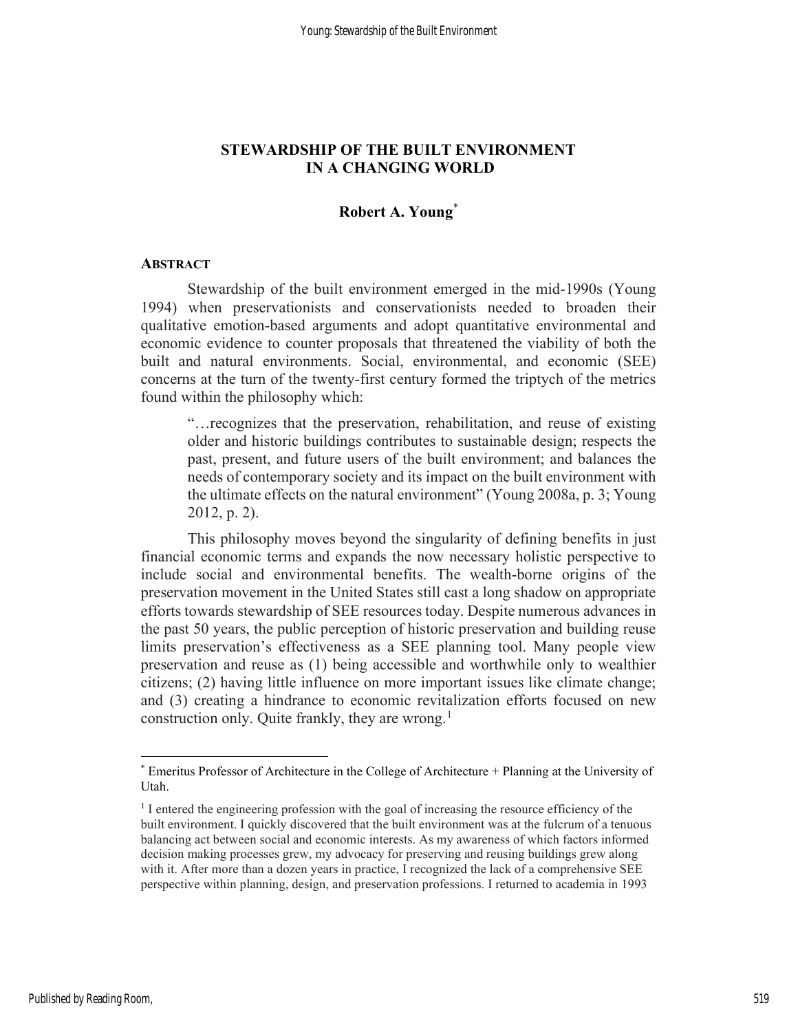# STEWARDSHIP OF THE BUILT ENVIRONMENT IN A CHANGING WORLD

**Robert A. Young**[*]

## ABSTRACT

Stewardship of the built environment emerged in the mid-1990s (Young 1994) when preservationists and conservationists needed to broaden their qualitative emotion-based arguments and adopt quantitative environmental and economic evidence to counter proposals that threatened the viability of both the built and natural environments. Social, environmental, and economic (SEE) concerns at the turn of the twenty-first century formed the triptych of the metrics found within the philosophy which:

> "…recognizes that the preservation, rehabilitation, and reuse of existing older and historic buildings contributes to sustainable design; respects the past, present, and future users of the built environment; and balances the needs of contemporary society and its impact on the built environment with the ultimate effects on the natural environment" (Young 2008a, p. 3; Young 2012, p. 2).

This philosophy moves beyond the singularity of defining benefits in just financial economic terms and expands the now necessary holistic perspective to include social and environmental benefits. The wealth-borne origins of the preservation movement in the United States still cast a long shadow on appropriate efforts towards stewardship of SEE resources today. Despite numerous advances in the past 50 years, the public perception of historic preservation and building reuse limits preservation's effectiveness as a SEE planning tool. Many people view preservation and reuse as (1) being accessible and worthwhile only to wealthier citizens; (2) having little influence on more important issues like climate change; and (3) creating a hindrance to economic revitalization efforts focused on new construction only. Quite frankly, they are wrong.[1]

---

[*] Emeritus Professor of Architecture in the College of Architecture + Planning at the University of Utah.

[1] I entered the engineering profession with the goal of increasing the resource efficiency of the built environment. I quickly discovered that the built environment was at the fulcrum of a tenuous balancing act between social and economic interests. As my awareness of which factors informed decision making processes grew, my advocacy for preserving and reusing buildings grew along with it. After more than a dozen years in practice, I recognized the lack of a comprehensive SEE perspective within planning, design, and preservation professions. I returned to academia in 1993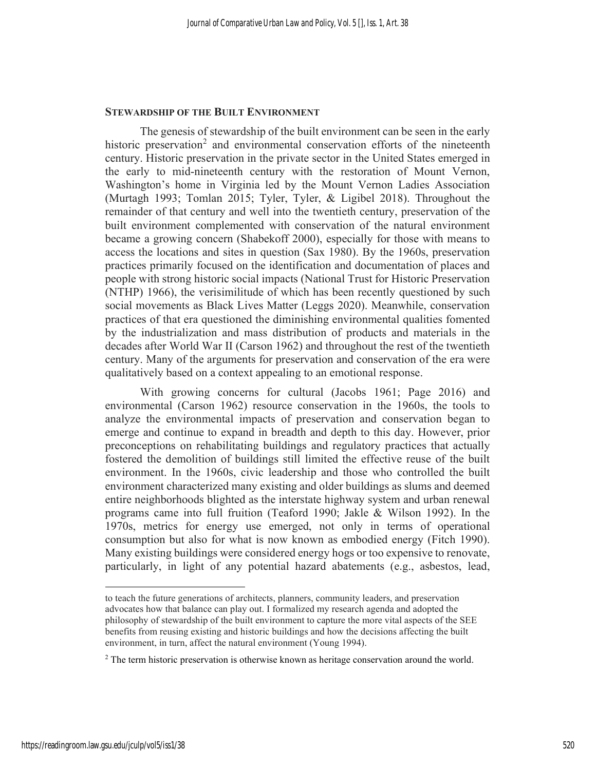## STEWARDSHIP OF THE BUILT ENVIRONMENT

The genesis of stewardship of the built environment can be seen in the early historic preservation[2] and environmental conservation efforts of the nineteenth century. Historic preservation in the private sector in the United States emerged in the early to mid-nineteenth century with the restoration of Mount Vernon, Washington's home in Virginia led by the Mount Vernon Ladies Association (Murtagh 1993; Tomlan 2015; Tyler, Tyler, & Ligibel 2018). Throughout the remainder of that century and well into the twentieth century, preservation of the built environment complemented with conservation of the natural environment became a growing concern (Shabekoff 2000), especially for those with means to access the locations and sites in question (Sax 1980). By the 1960s, preservation practices primarily focused on the identification and documentation of places and people with strong historic social impacts (National Trust for Historic Preservation (NTHP) 1966), the verisimilitude of which has been recently questioned by such social movements as Black Lives Matter (Leggs 2020). Meanwhile, conservation practices of that era questioned the diminishing environmental qualities fomented by the industrialization and mass distribution of products and materials in the decades after World War II (Carson 1962) and throughout the rest of the twentieth century. Many of the arguments for preservation and conservation of the era were qualitatively based on a context appealing to an emotional response.

With growing concerns for cultural (Jacobs 1961; Page 2016) and environmental (Carson 1962) resource conservation in the 1960s, the tools to analyze the environmental impacts of preservation and conservation began to emerge and continue to expand in breadth and depth to this day. However, prior preconceptions on rehabilitating buildings and regulatory practices that actually fostered the demolition of buildings still limited the effective reuse of the built environment. In the 1960s, civic leadership and those who controlled the built environment characterized many existing and older buildings as slums and deemed entire neighborhoods blighted as the interstate highway system and urban renewal programs came into full fruition (Teaford 1990; Jakle & Wilson 1992). In the 1970s, metrics for energy use emerged, not only in terms of operational consumption but also for what is now known as embodied energy (Fitch 1990). Many existing buildings were considered energy hogs or too expensive to renovate, particularly, in light of any potential hazard abatements (e.g., asbestos, lead,

to teach the future generations of architects, planners, community leaders, and preservation advocates how that balance can play out. I formalized my research agenda and adopted the philosophy of stewardship of the built environment to capture the more vital aspects of the SEE benefits from reusing existing and historic buildings and how the decisions affecting the built environment, in turn, affect the natural environment (Young 1994).

[2] The term historic preservation is otherwise known as heritage conservation around the world.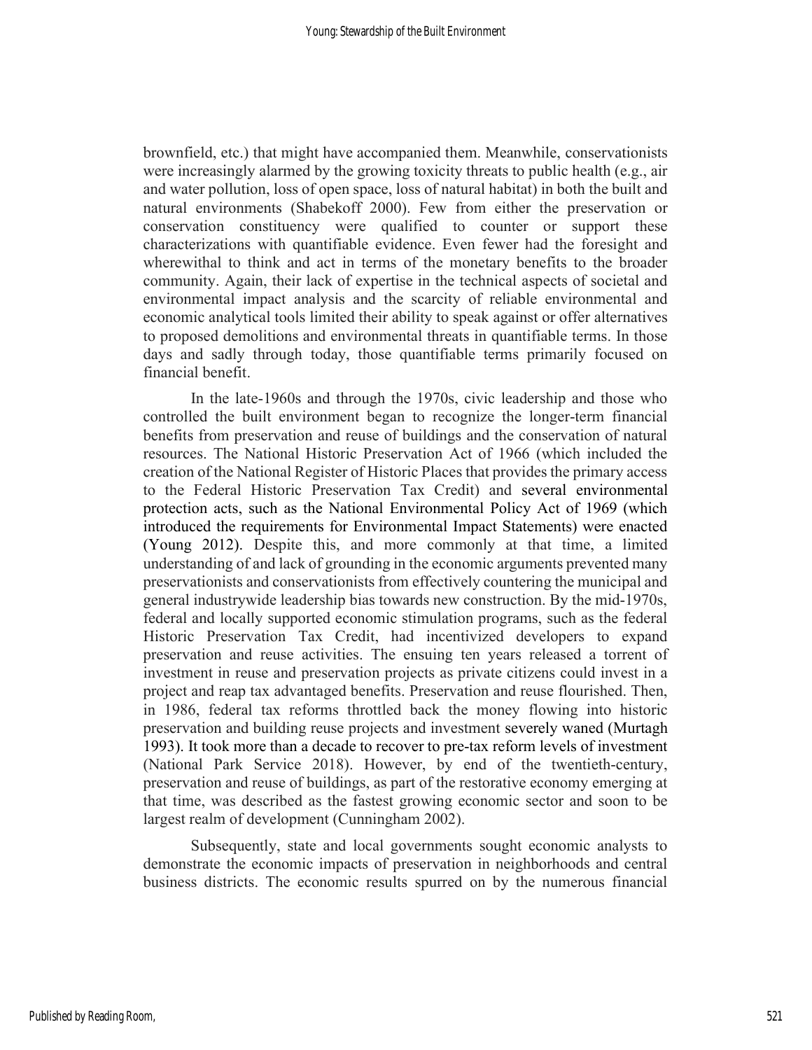brownfield, etc.) that might have accompanied them. Meanwhile, conservationists were increasingly alarmed by the growing toxicity threats to public health (e.g., air and water pollution, loss of open space, loss of natural habitat) in both the built and natural environments (Shabekoff 2000). Few from either the preservation or conservation constituency were qualified to counter or support these characterizations with quantifiable evidence. Even fewer had the foresight and wherewithal to think and act in terms of the monetary benefits to the broader community. Again, their lack of expertise in the technical aspects of societal and environmental impact analysis and the scarcity of reliable environmental and economic analytical tools limited their ability to speak against or offer alternatives to proposed demolitions and environmental threats in quantifiable terms. In those days and sadly through today, those quantifiable terms primarily focused on financial benefit.

In the late-1960s and through the 1970s, civic leadership and those who controlled the built environment began to recognize the longer-term financial benefits from preservation and reuse of buildings and the conservation of natural resources. The National Historic Preservation Act of 1966 (which included the creation of the National Register of Historic Places that provides the primary access to the Federal Historic Preservation Tax Credit) and several environmental protection acts, such as the National Environmental Policy Act of 1969 (which introduced the requirements for Environmental Impact Statements) were enacted (Young 2012). Despite this, and more commonly at that time, a limited understanding of and lack of grounding in the economic arguments prevented many preservationists and conservationists from effectively countering the municipal and general industrywide leadership bias towards new construction. By the mid-1970s, federal and locally supported economic stimulation programs, such as the federal Historic Preservation Tax Credit, had incentivized developers to expand preservation and reuse activities. The ensuing ten years released a torrent of investment in reuse and preservation projects as private citizens could invest in a project and reap tax advantaged benefits. Preservation and reuse flourished. Then, in 1986, federal tax reforms throttled back the money flowing into historic preservation and building reuse projects and investment severely waned (Murtagh 1993). It took more than a decade to recover to pre-tax reform levels of investment (National Park Service 2018). However, by end of the twentieth-century, preservation and reuse of buildings, as part of the restorative economy emerging at that time, was described as the fastest growing economic sector and soon to be largest realm of development (Cunningham 2002).

Subsequently, state and local governments sought economic analysts to demonstrate the economic impacts of preservation in neighborhoods and central business districts. The economic results spurred on by the numerous financial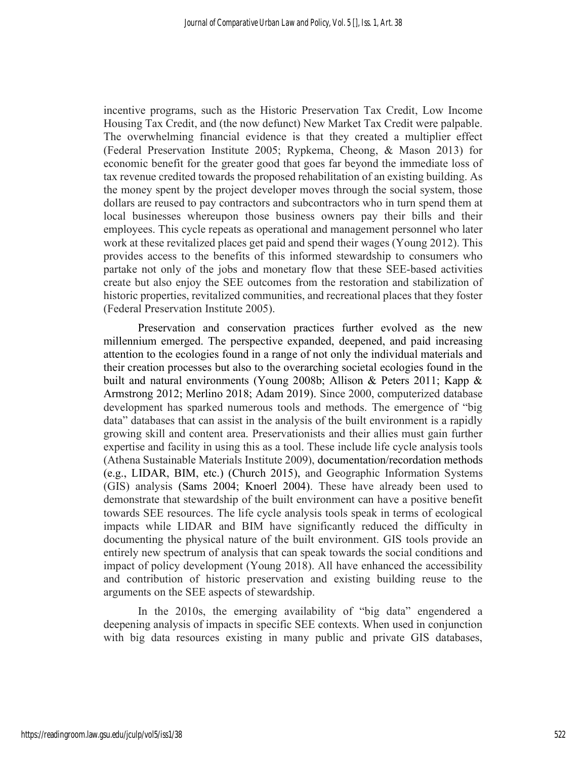incentive programs, such as the Historic Preservation Tax Credit, Low Income Housing Tax Credit, and (the now defunct) New Market Tax Credit were palpable. The overwhelming financial evidence is that they created a multiplier effect (Federal Preservation Institute 2005; Rypkema, Cheong, & Mason 2013) for economic benefit for the greater good that goes far beyond the immediate loss of tax revenue credited towards the proposed rehabilitation of an existing building. As the money spent by the project developer moves through the social system, those dollars are reused to pay contractors and subcontractors who in turn spend them at local businesses whereupon those business owners pay their bills and their employees. This cycle repeats as operational and management personnel who later work at these revitalized places get paid and spend their wages (Young 2012). This provides access to the benefits of this informed stewardship to consumers who partake not only of the jobs and monetary flow that these SEE-based activities create but also enjoy the SEE outcomes from the restoration and stabilization of historic properties, revitalized communities, and recreational places that they foster (Federal Preservation Institute 2005).

Preservation and conservation practices further evolved as the new millennium emerged. The perspective expanded, deepened, and paid increasing attention to the ecologies found in a range of not only the individual materials and their creation processes but also to the overarching societal ecologies found in the built and natural environments (Young 2008b; Allison & Peters 2011; Kapp & Armstrong 2012; Merlino 2018; Adam 2019). Since 2000, computerized database development has sparked numerous tools and methods. The emergence of "big data" databases that can assist in the analysis of the built environment is a rapidly growing skill and content area. Preservationists and their allies must gain further expertise and facility in using this as a tool. These include life cycle analysis tools (Athena Sustainable Materials Institute 2009), documentation/recordation methods (e.g., LIDAR, BIM, etc.) (Church 2015), and Geographic Information Systems (GIS) analysis (Sams 2004; Knoerl 2004). These have already been used to demonstrate that stewardship of the built environment can have a positive benefit towards SEE resources. The life cycle analysis tools speak in terms of ecological impacts while LIDAR and BIM have significantly reduced the difficulty in documenting the physical nature of the built environment. GIS tools provide an entirely new spectrum of analysis that can speak towards the social conditions and impact of policy development (Young 2018). All have enhanced the accessibility and contribution of historic preservation and existing building reuse to the arguments on the SEE aspects of stewardship.

In the 2010s, the emerging availability of "big data" engendered a deepening analysis of impacts in specific SEE contexts. When used in conjunction with big data resources existing in many public and private GIS databases,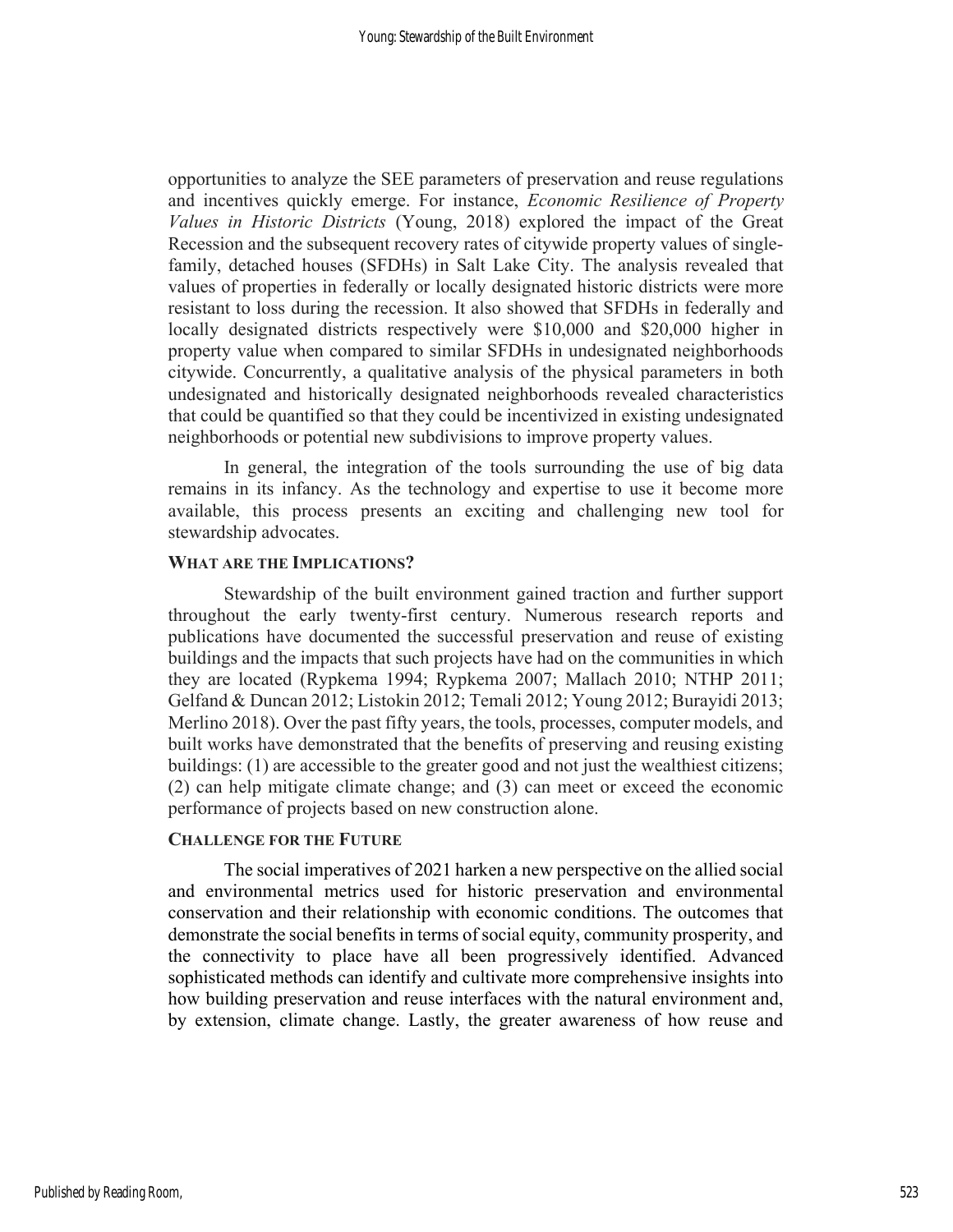opportunities to analyze the SEE parameters of preservation and reuse regulations and incentives quickly emerge. For instance, *Economic Resilience of Property Values in Historic Districts* (Young, 2018) explored the impact of the Great Recession and the subsequent recovery rates of citywide property values of single-family, detached houses (SFDHs) in Salt Lake City. The analysis revealed that values of properties in federally or locally designated historic districts were more resistant to loss during the recession. It also showed that SFDHs in federally and locally designated districts respectively were $10,000 and $20,000 higher in property value when compared to similar SFDHs in undesignated neighborhoods citywide. Concurrently, a qualitative analysis of the physical parameters in both undesignated and historically designated neighborhoods revealed characteristics that could be quantified so that they could be incentivized in existing undesignated neighborhoods or potential new subdivisions to improve property values.

In general, the integration of the tools surrounding the use of big data remains in its infancy. As the technology and expertise to use it become more available, this process presents an exciting and challenging new tool for stewardship advocates.

## WHAT ARE THE IMPLICATIONS?

Stewardship of the built environment gained traction and further support throughout the early twenty-first century. Numerous research reports and publications have documented the successful preservation and reuse of existing buildings and the impacts that such projects have had on the communities in which they are located (Rypkema 1994; Rypkema 2007; Mallach 2010; NTHP 2011; Gelfand & Duncan 2012; Listokin 2012; Temali 2012; Young 2012; Burayidi 2013; Merlino 2018). Over the past fifty years, the tools, processes, computer models, and built works have demonstrated that the benefits of preserving and reusing existing buildings: (1) are accessible to the greater good and not just the wealthiest citizens; (2) can help mitigate climate change; and (3) can meet or exceed the economic performance of projects based on new construction alone.

## CHALLENGE FOR THE FUTURE

The social imperatives of 2021 harken a new perspective on the allied social and environmental metrics used for historic preservation and environmental conservation and their relationship with economic conditions. The outcomes that demonstrate the social benefits in terms of social equity, community prosperity, and the connectivity to place have all been progressively identified. Advanced sophisticated methods can identify and cultivate more comprehensive insights into how building preservation and reuse interfaces with the natural environment and, by extension, climate change. Lastly, the greater awareness of how reuse and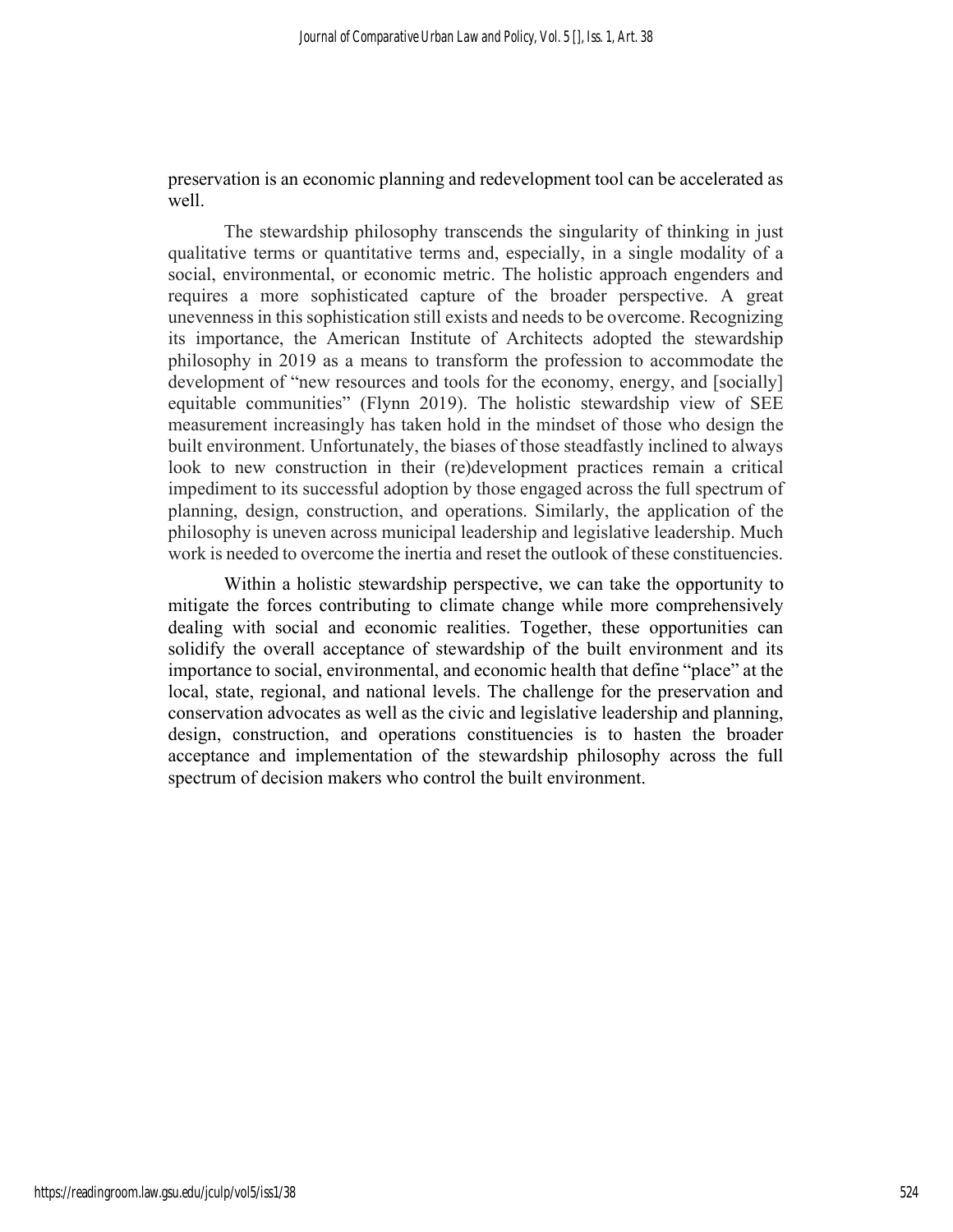preservation is an economic planning and redevelopment tool can be accelerated as well.

The stewardship philosophy transcends the singularity of thinking in just qualitative terms or quantitative terms and, especially, in a single modality of a social, environmental, or economic metric. The holistic approach engenders and requires a more sophisticated capture of the broader perspective. A great unevenness in this sophistication still exists and needs to be overcome. Recognizing its importance, the American Institute of Architects adopted the stewardship philosophy in 2019 as a means to transform the profession to accommodate the development of "new resources and tools for the economy, energy, and [socially] equitable communities" (Flynn 2019). The holistic stewardship view of SEE measurement increasingly has taken hold in the mindset of those who design the built environment. Unfortunately, the biases of those steadfastly inclined to always look to new construction in their (re)development practices remain a critical impediment to its successful adoption by those engaged across the full spectrum of planning, design, construction, and operations. Similarly, the application of the philosophy is uneven across municipal leadership and legislative leadership. Much work is needed to overcome the inertia and reset the outlook of these constituencies.

Within a holistic stewardship perspective, we can take the opportunity to mitigate the forces contributing to climate change while more comprehensively dealing with social and economic realities. Together, these opportunities can solidify the overall acceptance of stewardship of the built environment and its importance to social, environmental, and economic health that define "place" at the local, state, regional, and national levels. The challenge for the preservation and conservation advocates as well as the civic and legislative leadership and planning, design, construction, and operations constituencies is to hasten the broader acceptance and implementation of the stewardship philosophy across the full spectrum of decision makers who control the built environment.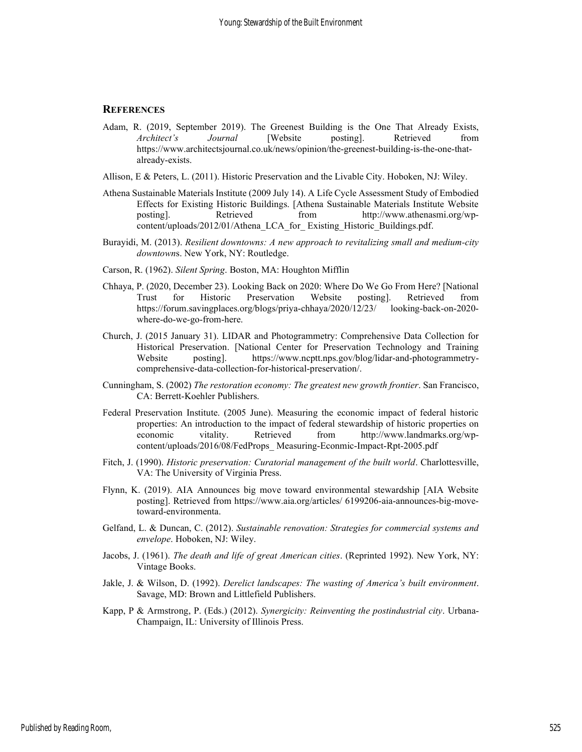## REFERENCES

Adam, R. (2019, September 2019). The Greenest Building is the One That Already Exists, *Architect's Journal* [Website posting]. Retrieved from https://www.architectsjournal.co.uk/news/opinion/the-greenest-building-is-the-one-that-already-exists.

Allison, E & Peters, L. (2011). Historic Preservation and the Livable City. Hoboken, NJ: Wiley.

Athena Sustainable Materials Institute (2009 July 14). A Life Cycle Assessment Study of Embodied Effects for Existing Historic Buildings. [Athena Sustainable Materials Institute Website posting]. Retrieved from http://www.athenasmi.org/wp-content/uploads/2012/01/Athena_LCA_for_ Existing_Historic_Buildings.pdf.

Burayidi, M. (2013). *Resilient downtowns: A new approach to revitalizing small and medium-city downtowns*. New York, NY: Routledge.

Carson, R. (1962). *Silent Spring*. Boston, MA: Houghton Mifflin

Chhaya, P. (2020, December 23). Looking Back on 2020: Where Do We Go From Here? [National Trust for Historic Preservation Website posting]. Retrieved from https://forum.savingplaces.org/blogs/priya-chhaya/2020/12/23/ looking-back-on-2020-where-do-we-go-from-here.

Church, J. (2015 January 31). LIDAR and Photogrammetry: Comprehensive Data Collection for Historical Preservation. [National Center for Preservation Technology and Training Website posting]. https://www.ncptt.nps.gov/blog/lidar-and-photogrammetry-comprehensive-data-collection-for-historical-preservation/.

Cunningham, S. (2002) *The restoration economy: The greatest new growth frontier*. San Francisco, CA: Berrett-Koehler Publishers.

Federal Preservation Institute. (2005 June). Measuring the economic impact of federal historic properties: An introduction to the impact of federal stewardship of historic properties on economic vitality. Retrieved from http://www.landmarks.org/wp-content/uploads/2016/08/FedProps_ Measuring-Econmic-Impact-Rpt-2005.pdf

Fitch, J. (1990). *Historic preservation: Curatorial management of the built world*. Charlottesville, VA: The University of Virginia Press.

Flynn, K. (2019). AIA Announces big move toward environmental stewardship [AIA Website posting]. Retrieved from https://www.aia.org/articles/ 6199206-aia-announces-big-move-toward-environmenta.

Gelfand, L. & Duncan, C. (2012). *Sustainable renovation: Strategies for commercial systems and envelope*. Hoboken, NJ: Wiley.

Jacobs, J. (1961). *The death and life of great American cities*. (Reprinted 1992). New York, NY: Vintage Books.

Jakle, J. & Wilson, D. (1992). *Derelict landscapes: The wasting of America's built environment*. Savage, MD: Brown and Littlefield Publishers.

Kapp, P & Armstrong, P. (Eds.) (2012). *Synergicity: Reinventing the postindustrial city*. Urbana-Champaign, IL: University of Illinois Press.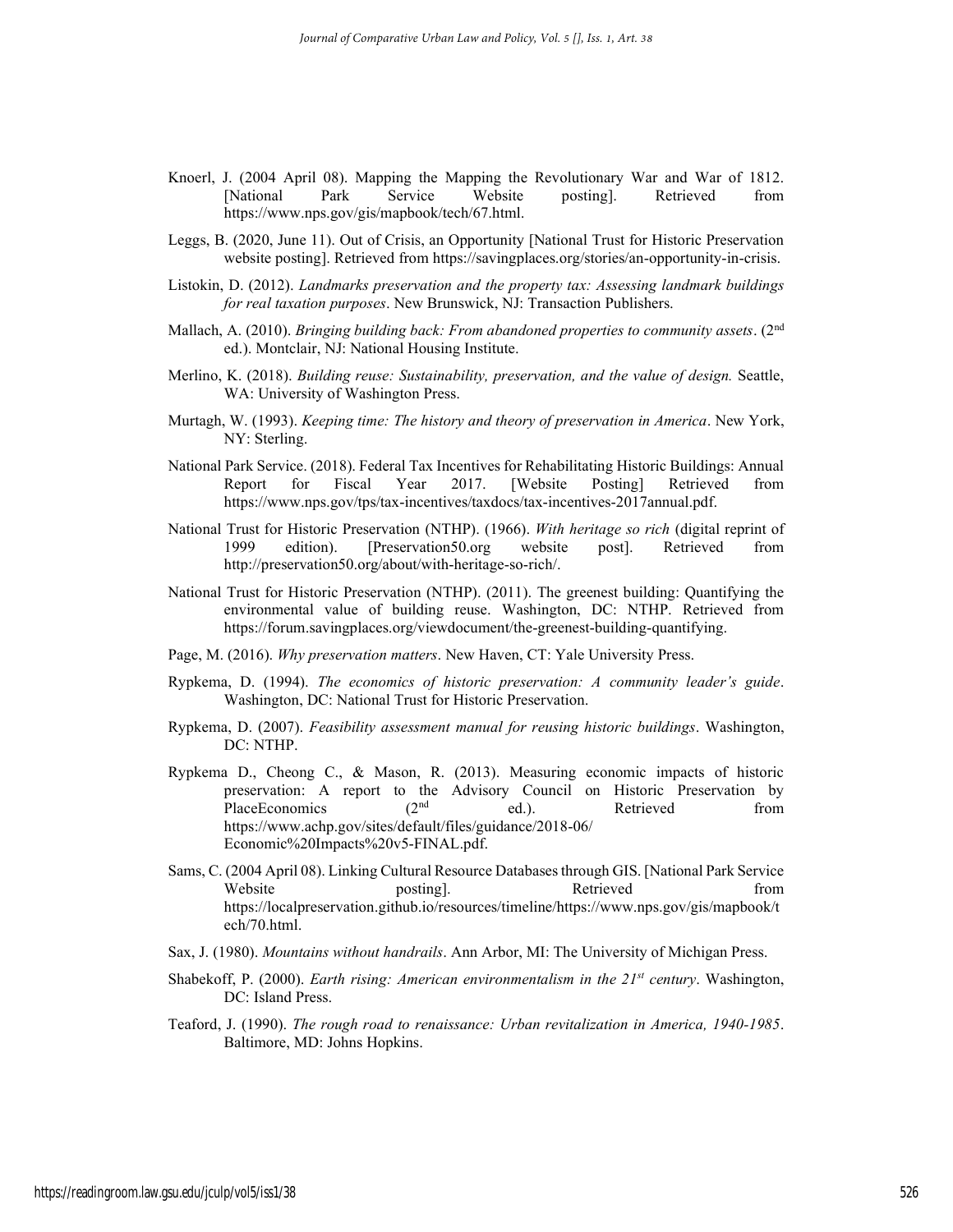Knoerl, J. (2004 April 08). Mapping the Mapping the Revolutionary War and War of 1812. [National Park Service Website posting]. Retrieved from https://www.nps.gov/gis/mapbook/tech/67.html.

Leggs, B. (2020, June 11). Out of Crisis, an Opportunity [National Trust for Historic Preservation website posting]. Retrieved from https://savingplaces.org/stories/an-opportunity-in-crisis.

Listokin, D. (2012). *Landmarks preservation and the property tax: Assessing landmark buildings for real taxation purposes*. New Brunswick, NJ: Transaction Publishers.

Mallach, A. (2010). *Bringing building back: From abandoned properties to community assets*. (2nd ed.). Montclair, NJ: National Housing Institute.

Merlino, K. (2018). *Building reuse: Sustainability, preservation, and the value of design.* Seattle, WA: University of Washington Press.

Murtagh, W. (1993). *Keeping time: The history and theory of preservation in America*. New York, NY: Sterling.

National Park Service. (2018). Federal Tax Incentives for Rehabilitating Historic Buildings: Annual Report for Fiscal Year 2017. [Website Posting] Retrieved from https://www.nps.gov/tps/tax-incentives/taxdocs/tax-incentives-2017annual.pdf.

National Trust for Historic Preservation (NTHP). (1966). *With heritage so rich* (digital reprint of 1999 edition). [Preservation50.org website post]. Retrieved from http://preservation50.org/about/with-heritage-so-rich/.

National Trust for Historic Preservation (NTHP). (2011). The greenest building: Quantifying the environmental value of building reuse. Washington, DC: NTHP. Retrieved from https://forum.savingplaces.org/viewdocument/the-greenest-building-quantifying.

Page, M. (2016). *Why preservation matters*. New Haven, CT: Yale University Press.

Rypkema, D. (1994). *The economics of historic preservation: A community leader's guide*. Washington, DC: National Trust for Historic Preservation.

Rypkema, D. (2007). *Feasibility assessment manual for reusing historic buildings*. Washington, DC: NTHP.

Rypkema D., Cheong C., & Mason, R. (2013). Measuring economic impacts of historic preservation: A report to the Advisory Council on Historic Preservation by PlaceEconomics (2nd ed.). Retrieved from https://www.achp.gov/sites/default/files/guidance/2018-06/Economic%20Impacts%20v5-FINAL.pdf.

Sams, C. (2004 April 08). Linking Cultural Resource Databases through GIS. [National Park Service Website posting]. Retrieved from https://localpreservation.github.io/resources/timeline/https://www.nps.gov/gis/mapbook/tech/70.html.

Sax, J. (1980). *Mountains without handrails*. Ann Arbor, MI: The University of Michigan Press.

Shabekoff, P. (2000). *Earth rising: American environmentalism in the 21st century*. Washington, DC: Island Press.

Teaford, J. (1990). *The rough road to renaissance: Urban revitalization in America, 1940-1985*. Baltimore, MD: Johns Hopkins.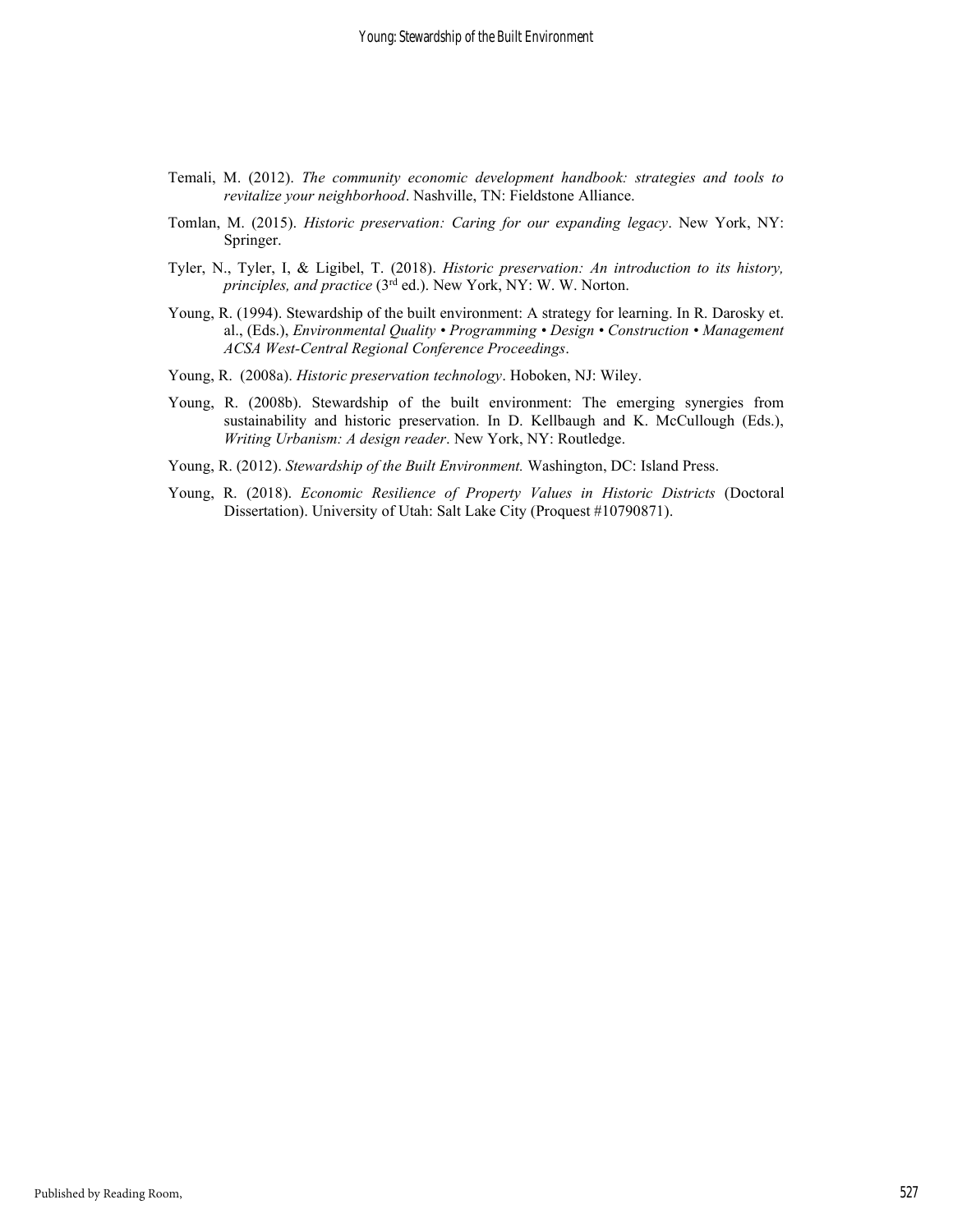Temali, M. (2012). *The community economic development handbook: strategies and tools to revitalize your neighborhood*. Nashville, TN: Fieldstone Alliance.

Tomlan, M. (2015). *Historic preservation: Caring for our expanding legacy*. New York, NY: Springer.

Tyler, N., Tyler, I, & Ligibel, T. (2018). *Historic preservation: An introduction to its history, principles, and practice* (3rd ed.). New York, NY: W. W. Norton.

Young, R. (1994). Stewardship of the built environment: A strategy for learning. In R. Darosky et. al., (Eds.), *Environmental Quality • Programming • Design • Construction • Management ACSA West-Central Regional Conference Proceedings*.

Young, R. (2008a). *Historic preservation technology*. Hoboken, NJ: Wiley.

Young, R. (2008b). Stewardship of the built environment: The emerging synergies from sustainability and historic preservation. In D. Kellbaugh and K. McCullough (Eds.), *Writing Urbanism: A design reader*. New York, NY: Routledge.

Young, R. (2012). *Stewardship of the Built Environment.* Washington, DC: Island Press.

Young, R. (2018). *Economic Resilience of Property Values in Historic Districts* (Doctoral Dissertation). University of Utah: Salt Lake City (Proquest #10790871).